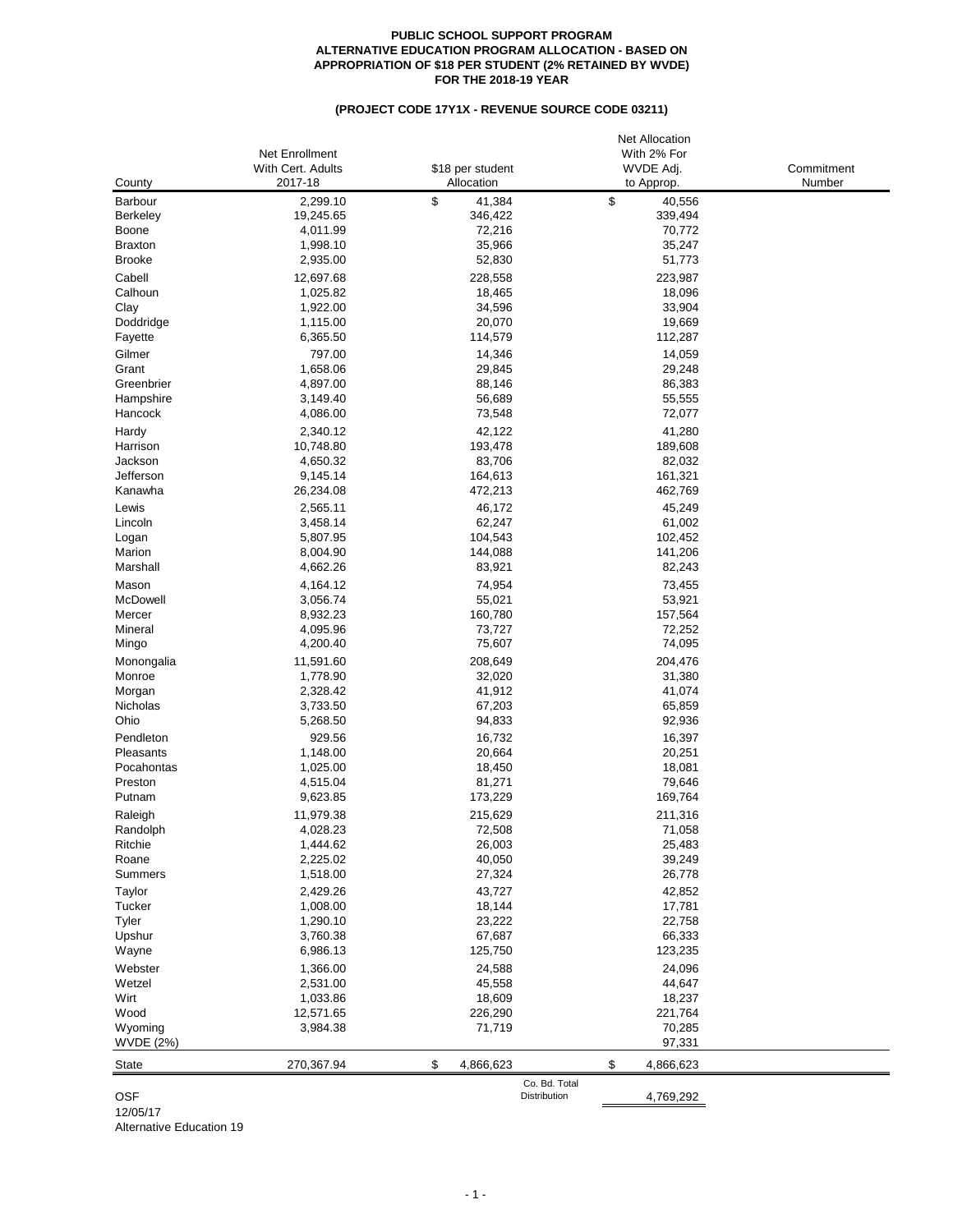**PUBLIC SCHOOL SUPPORT PROGRAM**
**ALTERNATIVE EDUCATION PROGRAM ALLOCATION - BASED ON**
**APPROPRIATION OF $18 PER STUDENT (2% RETAINED BY WVDE)**
**FOR THE 2018-19 YEAR**

**(PROJECT CODE 17Y1X - REVENUE SOURCE CODE 03211)**

| County | Net Enrollment With Cert. Adults 2017-18 | $18 per student Allocation | Net Allocation With 2% For WVDE Adj. to Approp. | Commitment Number |
|---|---|---|---|---|
| Barbour | 2,299.10 | $ 41,384 | $ 40,556 | |
| Berkeley | 19,245.65 | 346,422 | 339,494 | |
| Boone | 4,011.99 | 72,216 | 70,772 | |
| Braxton | 1,998.10 | 35,966 | 35,247 | |
| Brooke | 2,935.00 | 52,830 | 51,773 | |
| Cabell | 12,697.68 | 228,558 | 223,987 | |
| Calhoun | 1,025.82 | 18,465 | 18,096 | |
| Clay | 1,922.00 | 34,596 | 33,904 | |
| Doddridge | 1,115.00 | 20,070 | 19,669 | |
| Fayette | 6,365.50 | 114,579 | 112,287 | |
| Gilmer | 797.00 | 14,346 | 14,059 | |
| Grant | 1,658.06 | 29,845 | 29,248 | |
| Greenbrier | 4,897.00 | 88,146 | 86,383 | |
| Hampshire | 3,149.40 | 56,689 | 55,555 | |
| Hancock | 4,086.00 | 73,548 | 72,077 | |
| Hardy | 2,340.12 | 42,122 | 41,280 | |
| Harrison | 10,748.80 | 193,478 | 189,608 | |
| Jackson | 4,650.32 | 83,706 | 82,032 | |
| Jefferson | 9,145.14 | 164,613 | 161,321 | |
| Kanawha | 26,234.08 | 472,213 | 462,769 | |
| Lewis | 2,565.11 | 46,172 | 45,249 | |
| Lincoln | 3,458.14 | 62,247 | 61,002 | |
| Logan | 5,807.95 | 104,543 | 102,452 | |
| Marion | 8,004.90 | 144,088 | 141,206 | |
| Marshall | 4,662.26 | 83,921 | 82,243 | |
| Mason | 4,164.12 | 74,954 | 73,455 | |
| McDowell | 3,056.74 | 55,021 | 53,921 | |
| Mercer | 8,932.23 | 160,780 | 157,564 | |
| Mineral | 4,095.96 | 73,727 | 72,252 | |
| Mingo | 4,200.40 | 75,607 | 74,095 | |
| Monongalia | 11,591.60 | 208,649 | 204,476 | |
| Monroe | 1,778.90 | 32,020 | 31,380 | |
| Morgan | 2,328.42 | 41,912 | 41,074 | |
| Nicholas | 3,733.50 | 67,203 | 65,859 | |
| Ohio | 5,268.50 | 94,833 | 92,936 | |
| Pendleton | 929.56 | 16,732 | 16,397 | |
| Pleasants | 1,148.00 | 20,664 | 20,251 | |
| Pocahontas | 1,025.00 | 18,450 | 18,081 | |
| Preston | 4,515.04 | 81,271 | 79,646 | |
| Putnam | 9,623.85 | 173,229 | 169,764 | |
| Raleigh | 11,979.38 | 215,629 | 211,316 | |
| Randolph | 4,028.23 | 72,508 | 71,058 | |
| Ritchie | 1,444.62 | 26,003 | 25,483 | |
| Roane | 2,225.02 | 40,050 | 39,249 | |
| Summers | 1,518.00 | 27,324 | 26,778 | |
| Taylor | 2,429.26 | 43,727 | 42,852 | |
| Tucker | 1,008.00 | 18,144 | 17,781 | |
| Tyler | 1,290.10 | 23,222 | 22,758 | |
| Upshur | 3,760.38 | 67,687 | 66,333 | |
| Wayne | 6,986.13 | 125,750 | 123,235 | |
| Webster | 1,366.00 | 24,588 | 24,096 | |
| Wetzel | 2,531.00 | 45,558 | 44,647 | |
| Wirt | 1,033.86 | 18,609 | 18,237 | |
| Wood | 12,571.65 | 226,290 | 221,764 | |
| Wyoming | 3,984.38 | 71,719 | 70,285 | |
| WVDE (2%) | | | 97,331 | |
| State | 270,367.94 | $ 4,866,623 | $ 4,866,623 | |
| | | Co. Bd. Total Distribution | 4,769,292 | |

OSF
12/05/17
Alternative Education 19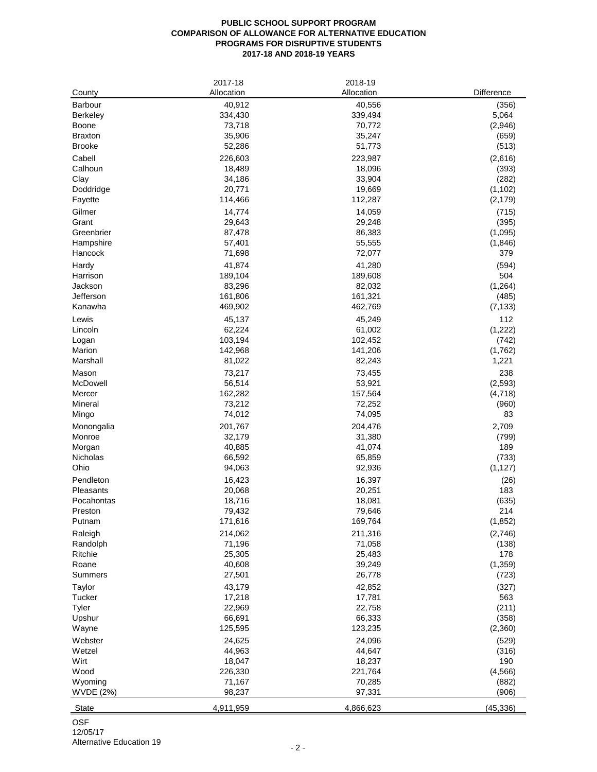**PUBLIC SCHOOL SUPPORT PROGRAM**
**COMPARISON OF ALLOWANCE FOR ALTERNATIVE EDUCATION**
**PROGRAMS FOR DISRUPTIVE STUDENTS**
**2017-18 AND 2018-19 YEARS**

| County | 2017-18 Allocation | 2018-19 Allocation | Difference |
|---|---|---|---|
| Barbour | 40,912 | 40,556 | (356) |
| Berkeley | 334,430 | 339,494 | 5,064 |
| Boone | 73,718 | 70,772 | (2,946) |
| Braxton | 35,906 | 35,247 | (659) |
| Brooke | 52,286 | 51,773 | (513) |
| Cabell | 226,603 | 223,987 | (2,616) |
| Calhoun | 18,489 | 18,096 | (393) |
| Clay | 34,186 | 33,904 | (282) |
| Doddridge | 20,771 | 19,669 | (1,102) |
| Fayette | 114,466 | 112,287 | (2,179) |
| Gilmer | 14,774 | 14,059 | (715) |
| Grant | 29,643 | 29,248 | (395) |
| Greenbrier | 87,478 | 86,383 | (1,095) |
| Hampshire | 57,401 | 55,555 | (1,846) |
| Hancock | 71,698 | 72,077 | 379 |
| Hardy | 41,874 | 41,280 | (594) |
| Harrison | 189,104 | 189,608 | 504 |
| Jackson | 83,296 | 82,032 | (1,264) |
| Jefferson | 161,806 | 161,321 | (485) |
| Kanawha | 469,902 | 462,769 | (7,133) |
| Lewis | 45,137 | 45,249 | 112 |
| Lincoln | 62,224 | 61,002 | (1,222) |
| Logan | 103,194 | 102,452 | (742) |
| Marion | 142,968 | 141,206 | (1,762) |
| Marshall | 81,022 | 82,243 | 1,221 |
| Mason | 73,217 | 73,455 | 238 |
| McDowell | 56,514 | 53,921 | (2,593) |
| Mercer | 162,282 | 157,564 | (4,718) |
| Mineral | 73,212 | 72,252 | (960) |
| Mingo | 74,012 | 74,095 | 83 |
| Monongalia | 201,767 | 204,476 | 2,709 |
| Monroe | 32,179 | 31,380 | (799) |
| Morgan | 40,885 | 41,074 | 189 |
| Nicholas | 66,592 | 65,859 | (733) |
| Ohio | 94,063 | 92,936 | (1,127) |
| Pendleton | 16,423 | 16,397 | (26) |
| Pleasants | 20,068 | 20,251 | 183 |
| Pocahontas | 18,716 | 18,081 | (635) |
| Preston | 79,432 | 79,646 | 214 |
| Putnam | 171,616 | 169,764 | (1,852) |
| Raleigh | 214,062 | 211,316 | (2,746) |
| Randolph | 71,196 | 71,058 | (138) |
| Ritchie | 25,305 | 25,483 | 178 |
| Roane | 40,608 | 39,249 | (1,359) |
| Summers | 27,501 | 26,778 | (723) |
| Taylor | 43,179 | 42,852 | (327) |
| Tucker | 17,218 | 17,781 | 563 |
| Tyler | 22,969 | 22,758 | (211) |
| Upshur | 66,691 | 66,333 | (358) |
| Wayne | 125,595 | 123,235 | (2,360) |
| Webster | 24,625 | 24,096 | (529) |
| Wetzel | 44,963 | 44,647 | (316) |
| Wirt | 18,047 | 18,237 | 190 |
| Wood | 226,330 | 221,764 | (4,566) |
| Wyoming | 71,167 | 70,285 | (882) |
| WVDE (2%) | 98,237 | 97,331 | (906) |
| State | 4,911,959 | 4,866,623 | (45,336) |

OSF
12/05/17
Alternative Education 19